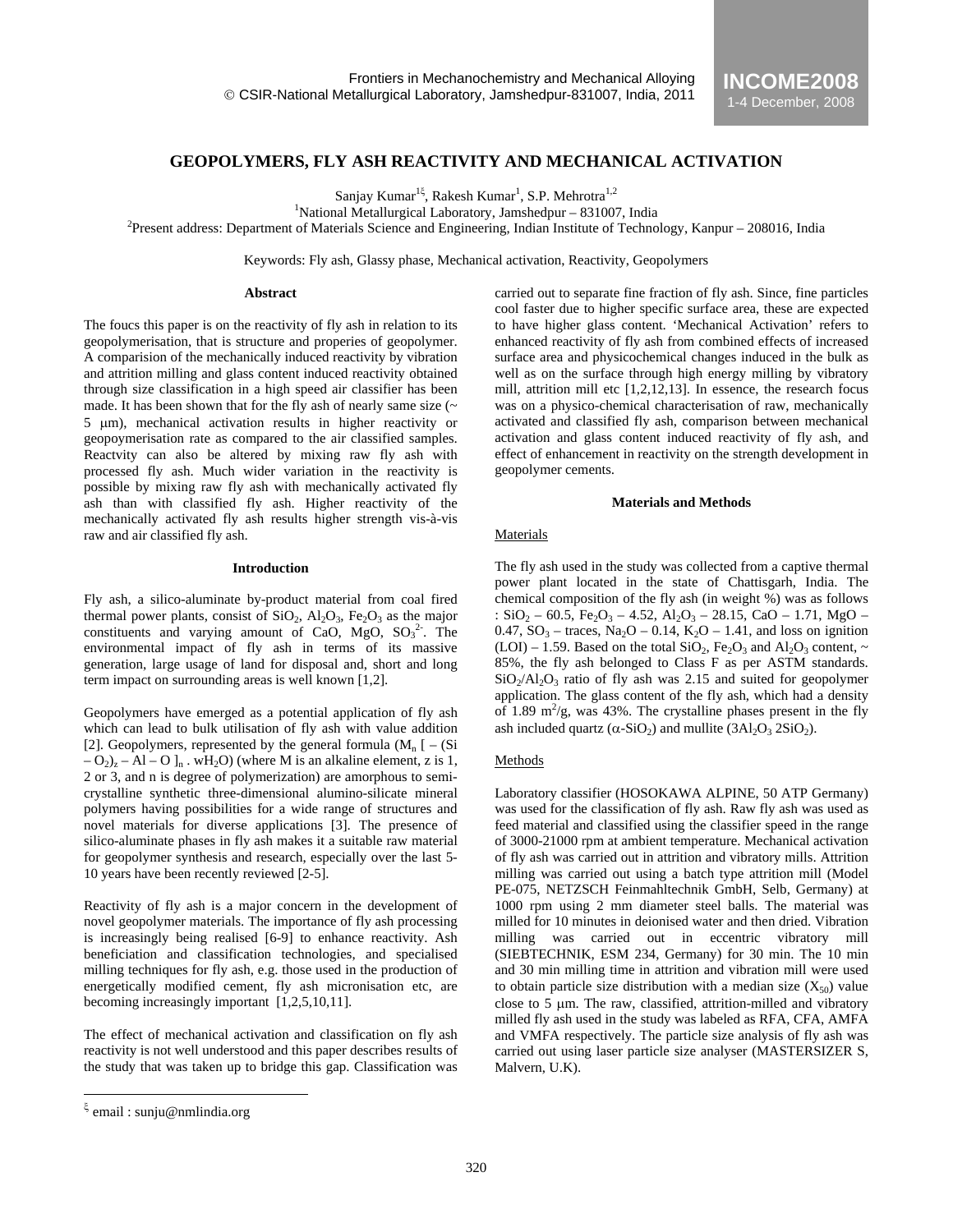# GEOPOLYMERS, FLY ASH REACTIVITY AND MECHANICAL ACTIVATION

Sanjay Kumar[1ξ], Rakesh Kumar[1], S.P. Mehrotra[1,2]

[1]National Metallurgical Laboratory, Jamshedpur – 831007, India

[2]Present address: Department of Materials Science and Engineering, Indian Institute of Technology, Kanpur – 208016, India

Keywords: Fly ash, Glassy phase, Mechanical activation, Reactivity, Geopolymers

## Abstract

The foucs this paper is on the reactivity of fly ash in relation to its geopolymerisation, that is structure and properies of geopolymer. A comparision of the mechanically induced reactivity by vibration and attrition milling and glass content induced reactivity obtained through size classification in a high speed air classifier has been made. It has been shown that for the fly ash of nearly same size (~ 5 μm), mechanical activation results in higher reactivity or geopoymerisation rate as compared to the air classified samples. Reactvity can also be altered by mixing raw fly ash with processed fly ash. Much wider variation in the reactivity is possible by mixing raw fly ash with mechanically activated fly ash than with classified fly ash. Higher reactivity of the mechanically activated fly ash results higher strength vis-à-vis raw and air classified fly ash.

## Introduction

Fly ash, a silico-aluminate by-product material from coal fired thermal power plants, consist of $SiO_2$, $Al_2O_3$, $Fe_2O_3$ as the major constituents and varying amount of CaO, MgO, $SO_3^{2-}$. The environmental impact of fly ash in terms of its massive generation, large usage of land for disposal and, short and long term impact on surrounding areas is well known [1,2].

Geopolymers have emerged as a potential application of fly ash which can lead to bulk utilisation of fly ash with value addition [2]. Geopolymers, represented by the general formula ($M_n$ [ – (Si – $O_2$)$_z$ – Al – O ]$_n$ . $wH_2O$) (where M is an alkaline element, z is 1, 2 or 3, and n is degree of polymerization) are amorphous to semi-crystalline synthetic three-dimensional alumino-silicate mineral polymers having possibilities for a wide range of structures and novel materials for diverse applications [3]. The presence of silico-aluminate phases in fly ash makes it a suitable raw material for geopolymer synthesis and research, especially over the last 5-10 years have been recently reviewed [2-5].

Reactivity of fly ash is a major concern in the development of novel geopolymer materials. The importance of fly ash processing is increasingly being realised [6-9] to enhance reactivity. Ash beneficiation and classification technologies, and specialised milling techniques for fly ash, e.g. those used in the production of energetically modified cement, fly ash micronisation etc, are becoming increasingly important [1,2,5,10,11].

The effect of mechanical activation and classification on fly ash reactivity is not well understood and this paper describes results of the study that was taken up to bridge this gap. Classification was carried out to separate fine fraction of fly ash. Since, fine particles cool faster due to higher specific surface area, these are expected to have higher glass content. 'Mechanical Activation' refers to enhanced reactivity of fly ash from combined effects of increased surface area and physicochemical changes induced in the bulk as well as on the surface through high energy milling by vibratory mill, attrition mill etc [1,2,12,13]. In essence, the research focus was on a physico-chemical characterisation of raw, mechanically activated and classified fly ash, comparison between mechanical activation and glass content induced reactivity of fly ash, and effect of enhancement in reactivity on the strength development in geopolymer cements.

## Materials and Methods

### Materials

The fly ash used in the study was collected from a captive thermal power plant located in the state of Chattisgarh, India. The chemical composition of the fly ash (in weight %) was as follows : $SiO_2$ – 60.5, $Fe_2O_3$ – 4.52, $Al_2O_3$ – 28.15, CaO – 1.71, MgO – 0.47, $SO_3$ – traces, $Na_2O$ – 0.14, $K_2O$ – 1.41, and loss on ignition (LOI) – 1.59. Based on the total $SiO_2$, $Fe_2O_3$ and $Al_2O_3$ content, ~ 85%, the fly ash belonged to Class F as per ASTM standards. $SiO_2/Al_2O_3$ ratio of fly ash was 2.15 and suited for geopolymer application. The glass content of the fly ash, which had a density of 1.89 $m^2/g$, was 43%. The crystalline phases present in the fly ash included quartz ($\alpha$-$SiO_2$) and mullite ($3Al_2O_3$ $2SiO_2$).

### Methods

Laboratory classifier (HOSOKAWA ALPINE, 50 ATP Germany) was used for the classification of fly ash. Raw fly ash was used as feed material and classified using the classifier speed in the range of 3000-21000 rpm at ambient temperature. Mechanical activation of fly ash was carried out in attrition and vibratory mills. Attrition milling was carried out using a batch type attrition mill (Model PE-075, NETZSCH Feinmahltechnik GmbH, Selb, Germany) at 1000 rpm using 2 mm diameter steel balls. The material was milled for 10 minutes in deionised water and then dried. Vibration milling was carried out in eccentric vibratory mill (SIEBTECHNIK, ESM 234, Germany) for 30 min. The 10 min and 30 min milling time in attrition and vibration mill were used to obtain particle size distribution with a median size ($X_{50}$) value close to 5 μm. The raw, classified, attrition-milled and vibratory milled fly ash used in the study was labeled as RFA, CFA, AMFA and VMFA respectively. The particle size analysis of fly ash was carried out using laser particle size analyser (MASTERSIZER S, Malvern, U.K).

[ξ] email : sunju@nmlindia.org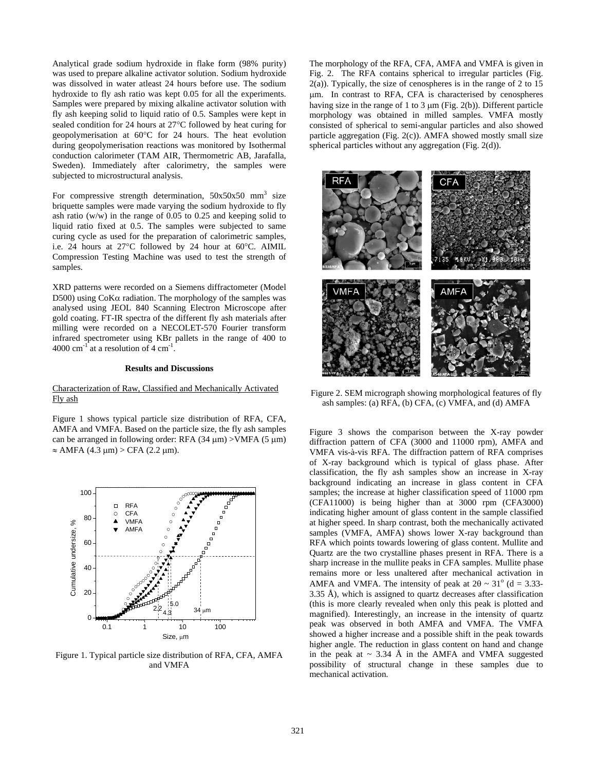Analytical grade sodium hydroxide in flake form (98% purity) was used to prepare alkaline activator solution. Sodium hydroxide was dissolved in water atleast 24 hours before use. The sodium hydroxide to fly ash ratio was kept 0.05 for all the experiments. Samples were prepared by mixing alkaline activator solution with fly ash keeping solid to liquid ratio of 0.5. Samples were kept in sealed condition for 24 hours at 27°C followed by heat curing for geopolymerisation at 60°C for 24 hours. The heat evolution during geopolymerisation reactions was monitored by Isothermal conduction calorimeter (TAM AIR, Thermometric AB, Jarafalla, Sweden). Immediately after calorimetry, the samples were subjected to microstructural analysis.

For compressive strength determination, 50x50x50 $mm^3$ size briquette samples were made varying the sodium hydroxide to fly ash ratio (w/w) in the range of 0.05 to 0.25 and keeping solid to liquid ratio fixed at 0.5. The samples were subjected to same curing cycle as used for the preparation of calorimetric samples, i.e. 24 hours at 27°C followed by 24 hour at 60°C. AIMIL Compression Testing Machine was used to test the strength of samples.

XRD patterns were recorded on a Siemens diffractometer (Model D500) using CoKα radiation. The morphology of the samples was analysed using JEOL 840 Scanning Electron Microscope after gold coating. FT-IR spectra of the different fly ash materials after milling were recorded on a NECOLET-570 Fourier transform infrared spectrometer using KBr pallets in the range of 400 to 4000 $cm^{-1}$ at a resolution of 4 $cm^{-1}$.

## Results and Discussions

### Characterization of Raw, Classified and Mechanically Activated Fly ash

Figure 1 shows typical particle size distribution of RFA, CFA, AMFA and VMFA. Based on the particle size, the fly ash samples can be arranged in following order: RFA (34 μm) >VMFA (5 μm) ≈ AMFA (4.3 μm) > CFA (2.2 μm).

Figure 1. Typical particle size distribution of RFA, CFA, AMFA and VMFA

The morphology of the RFA, CFA, AMFA and VMFA is given in Fig. 2. The RFA contains spherical to irregular particles (Fig. 2(a)). Typically, the size of cenospheres is in the range of 2 to 15 μm. In contrast to RFA, CFA is characterised by cenospheres having size in the range of 1 to 3 μm (Fig. 2(b)). Different particle morphology was obtained in milled samples. VMFA mostly consisted of spherical to semi-angular particles and also showed particle aggregation (Fig. 2(c)). AMFA showed mostly small size spherical particles without any aggregation (Fig. 2(d)).

Figure 2. SEM micrograph showing morphological features of fly ash samples: (a) RFA, (b) CFA, (c) VMFA, and (d) AMFA

Figure 3 shows the comparison between the X-ray powder diffraction pattern of CFA (3000 and 11000 rpm), AMFA and VMFA vis-à-vis RFA. The diffraction pattern of RFA comprises of X-ray background which is typical of glass phase. After classification, the fly ash samples show an increase in X-ray background indicating an increase in glass content in CFA samples; the increase at higher classification speed of 11000 rpm (CFA11000) is being higher than at 3000 rpm (CFA3000) indicating higher amount of glass content in the sample classified at higher speed. In sharp contrast, both the mechanically activated samples (VMFA, AMFA) shows lower X-ray background than RFA which points towards lowering of glass content. Mullite and Quartz are the two crystalline phases present in RFA. There is a sharp increase in the mullite peaks in CFA samples. Mullite phase remains more or less unaltered after mechanical activation in AMFA and VMFA. The intensity of peak at 2θ ~ 31° (d = 3.33-3.35 Å), which is assigned to quartz decreases after classification (this is more clearly revealed when only this peak is plotted and magnified). Interestingly, an increase in the intensity of quartz peak was observed in both AMFA and VMFA. The VMFA showed a higher increase and a possible shift in the peak towards higher angle. The reduction in glass content on hand and change in the peak at ~ 3.34 Å in the AMFA and VMFA suggested possibility of structural change in these samples due to mechanical activation.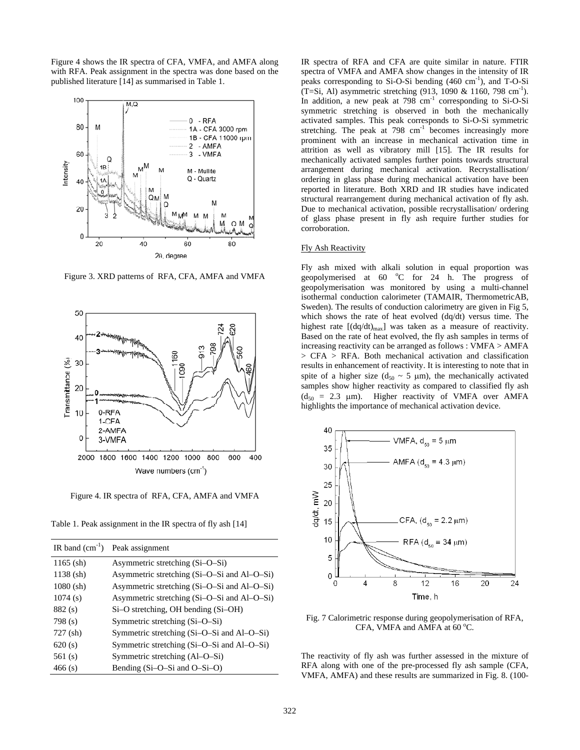Figure 4 shows the IR spectra of CFA, VMFA, and AMFA along with RFA. Peak assignment in the spectra was done based on the published literature [14] as summarised in Table 1.

Figure 3. XRD patterns of RFA, CFA, AMFA and VMFA

Figure 4. IR spectra of RFA, CFA, AMFA and VMFA

Table 1. Peak assignment in the IR spectra of fly ash [14]

| IR band ($cm^{-1}$) | Peak assignment |
|---|---|
| 1165 (sh) | Asymmetric stretching (Si–O–Si) |
| 1138 (sh) | Asymmetric stretching (Si–O–Si and Al–O–Si) |
| 1080 (sh) | Asymmetric stretching (Si–O–Si and Al–O–Si) |
| 1074 (s) | Asymmetric stretching (Si–O–Si and Al–O–Si) |
| 882 (s) | Si–O stretching, OH bending (Si–OH) |
| 798 (s) | Symmetric stretching (Si–O–Si) |
| 727 (sh) | Symmetric stretching (Si–O–Si and Al–O–Si) |
| 620 (s) | Symmetric stretching (Si–O–Si and Al–O–Si) |
| 561 (s) | Symmetric stretching (Al–O–Si) |
| 466 (s) | Bending (Si–O–Si and O–Si–O) |

IR spectra of RFA and CFA are quite similar in nature. FTIR spectra of VMFA and AMFA show changes in the intensity of IR peaks corresponding to Si-O-Si bending (460 $cm^{-1}$), and T-O-Si (T=Si, Al) asymmetric stretching (913, 1090 & 1160, 798 $cm^{-1}$). In addition, a new peak at 798 $cm^{-1}$ corresponding to Si-O-Si symmetric stretching is observed in both the mechanically activated samples. This peak corresponds to Si-O-Si symmetric stretching. The peak at 798 $cm^{-1}$ becomes increasingly more prominent with an increase in mechanical activation time in attrition as well as vibratory mill [15]. The IR results for mechanically activated samples further points towards structural arrangement during mechanical activation. Recrystallisation/ ordering in glass phase during mechanical activation have been reported in literature. Both XRD and IR studies have indicated structural rearrangement during mechanical activation of fly ash. Due to mechanical activation, possible recrystallisation/ ordering of glass phase present in fly ash require further studies for corroboration.

Fly Ash Reactivity

Fly ash mixed with alkali solution in equal proportion was geopolymerised at 60 °C for 24 h. The progress of geopolymerisation was monitored by using a multi-channel isothermal conduction calorimeter (TAMAIR, ThermometricAB, Sweden). The results of conduction calorimetry are given in Fig 5, which shows the rate of heat evolved (dq/dt) versus time. The highest rate $[(dq/dt)_{max}]$ was taken as a measure of reactivity. Based on the rate of heat evolved, the fly ash samples in terms of increasing reactivity can be arranged as follows : VMFA > AMFA > CFA > RFA. Both mechanical activation and classification results in enhancement of reactivity. It is interesting to note that in spite of a higher size ($d_{50}$ ~ 5 μm), the mechanically activated samples show higher reactivity as compared to classified fly ash ($d_{50}$ = 2.3 μm). Higher reactivity of VMFA over AMFA highlights the importance of mechanical activation device.

Fig. 7 Calorimetric response during geopolymerisation of RFA, CFA, VMFA and AMFA at 60 °C.

The reactivity of fly ash was further assessed in the mixture of RFA along with one of the pre-processed fly ash sample (CFA, VMFA, AMFA) and these results are summarized in Fig. 8. (100-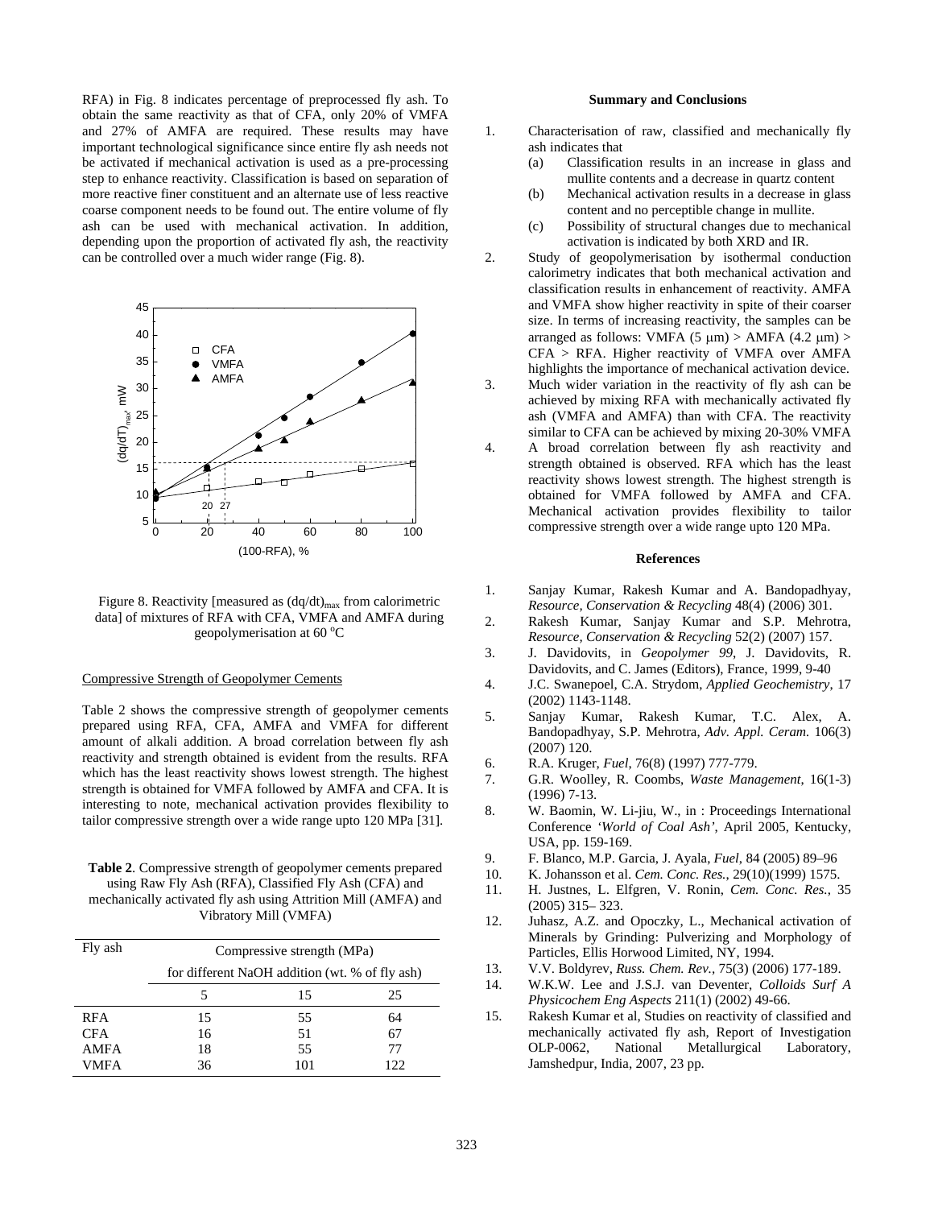RFA) in Fig. 8 indicates percentage of preprocessed fly ash. To obtain the same reactivity as that of CFA, only 20% of VMFA and 27% of AMFA are required. These results may have important technological significance since entire fly ash needs not be activated if mechanical activation is used as a pre-processing step to enhance reactivity. Classification is based on separation of more reactive finer constituent and an alternate use of less reactive coarse component needs to be found out. The entire volume of fly ash can be used with mechanical activation. In addition, depending upon the proportion of activated fly ash, the reactivity can be controlled over a much wider range (Fig. 8).

45
40
35
30
25
20
15
10
5
$(dq/dT)_{max}$, mW
CFA
VMFA
AMFA
20 27
0 20 40 60 80 100
(100-RFA), %

Figure 8. Reactivity [measured as $(dq/dt)_{max}$ from calorimetric data] of mixtures of RFA with CFA, VMFA and AMFA during geopolymerisation at 60 °C

Compressive Strength of Geopolymer Cements

Table 2 shows the compressive strength of geopolymer cements prepared using RFA, CFA, AMFA and VMFA for different amount of alkali addition. A broad correlation between fly ash reactivity and strength obtained is evident from the results. RFA which has the least reactivity shows lowest strength. The highest strength is obtained for VMFA followed by AMFA and CFA. It is interesting to note, mechanical activation provides flexibility to tailor compressive strength over a wide range upto 120 MPa [31].

**Table 2**. Compressive strength of geopolymer cements prepared using Raw Fly Ash (RFA), Classified Fly Ash (CFA) and mechanically activated fly ash using Attrition Mill (AMFA) and Vibratory Mill (VMFA)

| Fly ash | Compressive strength (MPa) for different NaOH addition (wt. % of fly ash) | | |
|---|---|---|---|
| | 5 | 15 | 25 |
| RFA | 15 | 55 | 64 |
| CFA | 16 | 51 | 67 |
| AMFA | 18 | 55 | 77 |
| VMFA | 36 | 101 | 122 |

**Summary and Conclusions**

1. Characterisation of raw, classified and mechanically fly ash indicates that
   (a) Classification results in an increase in glass and mullite contents and a decrease in quartz content
   (b) Mechanical activation results in a decrease in glass content and no perceptible change in mullite.
   (c) Possibility of structural changes due to mechanical activation is indicated by both XRD and IR.
2. Study of geopolymerisation by isothermal conduction calorimetry indicates that both mechanical activation and classification results in enhancement of reactivity. AMFA and VMFA show higher reactivity in spite of their coarser size. In terms of increasing reactivity, the samples can be arranged as follows: VMFA (5 μm) > AMFA (4.2 μm) > CFA > RFA. Higher reactivity of VMFA over AMFA highlights the importance of mechanical activation device.
3. Much wider variation in the reactivity of fly ash can be achieved by mixing RFA with mechanically activated fly ash (VMFA and AMFA) than with CFA. The reactivity similar to CFA can be achieved by mixing 20-30% VMFA
4. A broad correlation between fly ash reactivity and strength obtained is observed. RFA which has the least reactivity shows lowest strength. The highest strength is obtained for VMFA followed by AMFA and CFA. Mechanical activation provides flexibility to tailor compressive strength over a wide range upto 120 MPa.

**References**

1. Sanjay Kumar, Rakesh Kumar and A. Bandopadhyay, *Resource, Conservation & Recycling* 48(4) (2006) 301.
2. Rakesh Kumar, Sanjay Kumar and S.P. Mehrotra, *Resource, Conservation & Recycling* 52(2) (2007) 157.
3. J. Davidovits, in *Geopolymer 99*, J. Davidovits, R. Davidovits, and C. James (Editors), France, 1999, 9-40
4. J.C. Swanepoel, C.A. Strydom, *Applied Geochemistry*, 17 (2002) 1143-1148.
5. Sanjay Kumar, Rakesh Kumar, T.C. Alex, A. Bandopadhyay, S.P. Mehrotra, *Adv. Appl. Ceram.* 106(3) (2007) 120.
6. R.A. Kruger, *Fuel*, 76(8) (1997) 777-779.
7. G.R. Woolley, R. Coombs, *Waste Management*, 16(1-3) (1996) 7-13.
8. W. Baomin, W. Li-jiu, W., in : Proceedings International Conference *'World of Coal Ash'*, April 2005, Kentucky, USA, pp. 159-169.
9. F. Blanco, M.P. Garcia, J. Ayala, *Fuel*, 84 (2005) 89–96
10. K. Johansson et al. *Cem. Conc. Res.*, 29(10)(1999) 1575.
11. H. Justnes, L. Elfgren, V. Ronin, *Cem. Conc. Res.*, 35 (2005) 315– 323.
12. Juhasz, A.Z. and Opoczky, L., Mechanical activation of Minerals by Grinding: Pulverizing and Morphology of Particles, Ellis Horwood Limited, NY, 1994.
13. V.V. Boldyrev, *Russ. Chem. Rev.*, 75(3) (2006) 177-189.
14. W.K.W. Lee and J.S.J. van Deventer, *Colloids Surf A Physicochem Eng Aspects* 211(1) (2002) 49-66.
15. Rakesh Kumar et al, Studies on reactivity of classified and mechanically activated fly ash, Report of Investigation OLP-0062, National Metallurgical Laboratory, Jamshedpur, India, 2007, 23 pp.